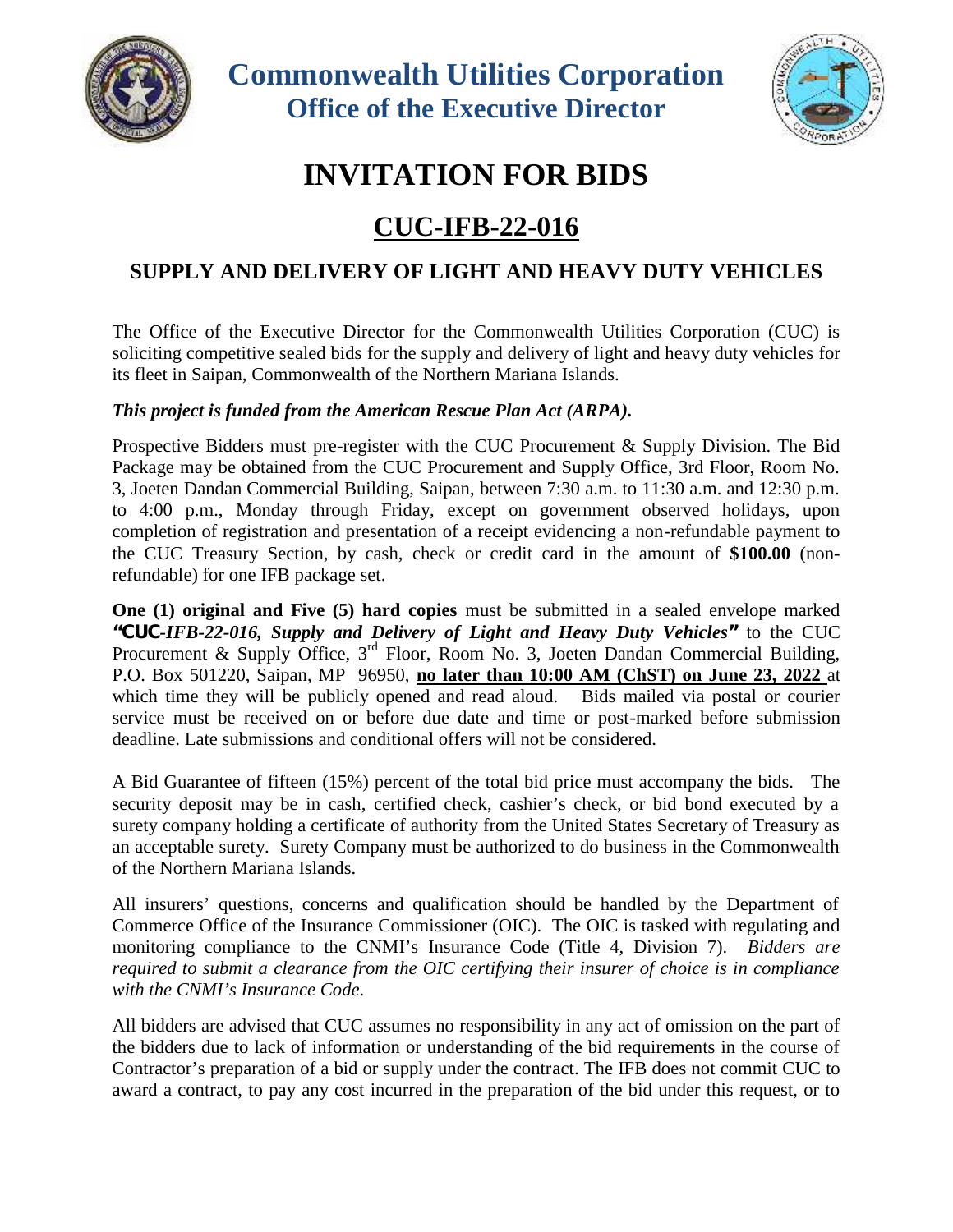# Commonwealth Utilities Corporation

## Office of the Executive Director

# INVITATION FOR BIDS

## CUC-IFB-22-016

### SUPPLY AND DELIVERY OF LIGHT AND HEAVY DUTY VEHICLES

The Office of the Executive Director for the Commonwealth Utilities Corporation (CUC) is soliciting competitive sealed bids for the supply and delivery of light and heavy duty vehicles for its fleet in Saipan, Commonwealth of the Northern Mariana Islands.

***This project is funded from the American Rescue Plan Act (ARPA).***

Prospective Bidders must pre-register with the CUC Procurement & Supply Division. The Bid Package may be obtained from the CUC Procurement and Supply Office, 3rd Floor, Room No. 3, Joeten Dandan Commercial Building, Saipan, between 7:30 a.m. to 11:30 a.m. and 12:30 p.m. to 4:00 p.m., Monday through Friday, except on government observed holidays, upon completion of registration and presentation of a receipt evidencing a non-refundable payment to the CUC Treasury Section, by cash, check or credit card in the amount of **$100.00** (non-refundable) for one IFB package set.

**One (1) original and Five (5) hard copies** must be submitted in a sealed envelope marked ***"CUC-IFB-22-016, Supply and Delivery of Light and Heavy Duty Vehicles"*** to the CUC Procurement & Supply Office, 3rd Floor, Room No. 3, Joeten Dandan Commercial Building, P.O. Box 501220, Saipan, MP 96950, **no later than 10:00 AM (ChST) on June 23, 2022** at which time they will be publicly opened and read aloud. Bids mailed via postal or courier service must be received on or before due date and time or post-marked before submission deadline. Late submissions and conditional offers will not be considered.

A Bid Guarantee of fifteen (15%) percent of the total bid price must accompany the bids. The security deposit may be in cash, certified check, cashier's check, or bid bond executed by a surety company holding a certificate of authority from the United States Secretary of Treasury as an acceptable surety. Surety Company must be authorized to do business in the Commonwealth of the Northern Mariana Islands.

All insurers' questions, concerns and qualification should be handled by the Department of Commerce Office of the Insurance Commissioner (OIC). The OIC is tasked with regulating and monitoring compliance to the CNMI's Insurance Code (Title 4, Division 7). *Bidders are required to submit a clearance from the OIC certifying their insurer of choice is in compliance with the CNMI's Insurance Code.*

All bidders are advised that CUC assumes no responsibility in any act of omission on the part of the bidders due to lack of information or understanding of the bid requirements in the course of Contractor's preparation of a bid or supply under the contract. The IFB does not commit CUC to award a contract, to pay any cost incurred in the preparation of the bid under this request, or to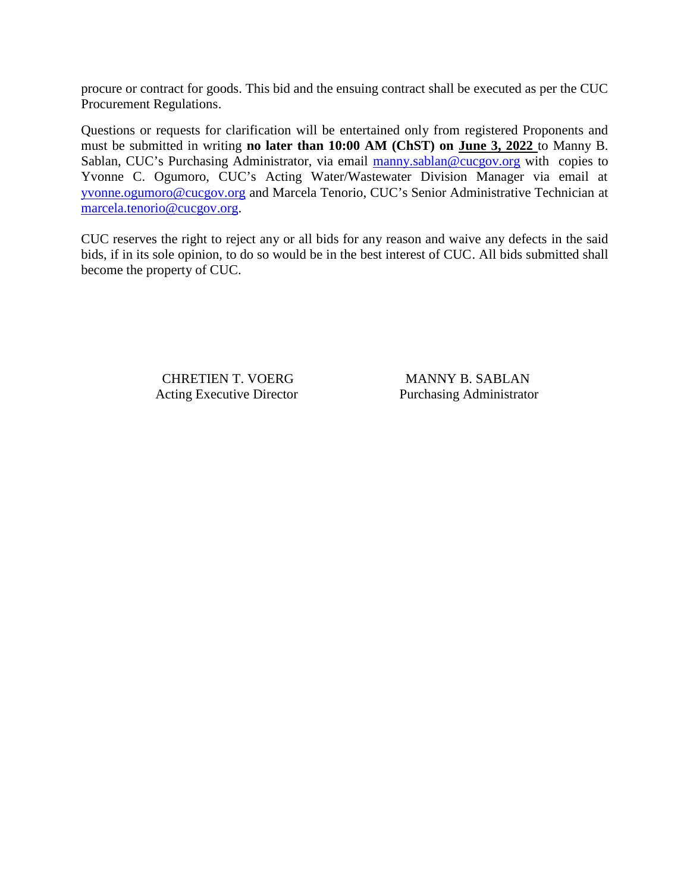procure or contract for goods. This bid and the ensuing contract shall be executed as per the CUC Procurement Regulations.

Questions or requests for clarification will be entertained only from registered Proponents and must be submitted in writing **no later than 10:00 AM (ChST) on <u>June 3, 2022</u>** to Manny B. Sablan, CUC's Purchasing Administrator, via email manny.sablan@cucgov.org with copies to Yvonne C. Ogumoro, CUC's Acting Water/Wastewater Division Manager via email at yvonne.ogumoro@cucgov.org and Marcela Tenorio, CUC's Senior Administrative Technician at marcela.tenorio@cucgov.org.

CUC reserves the right to reject any or all bids for any reason and waive any defects in the said bids, if in its sole opinion, to do so would be in the best interest of CUC. All bids submitted shall become the property of CUC.

CHRETIEN T. VOERG
Acting Executive Director

MANNY B. SABLAN
Purchasing Administrator